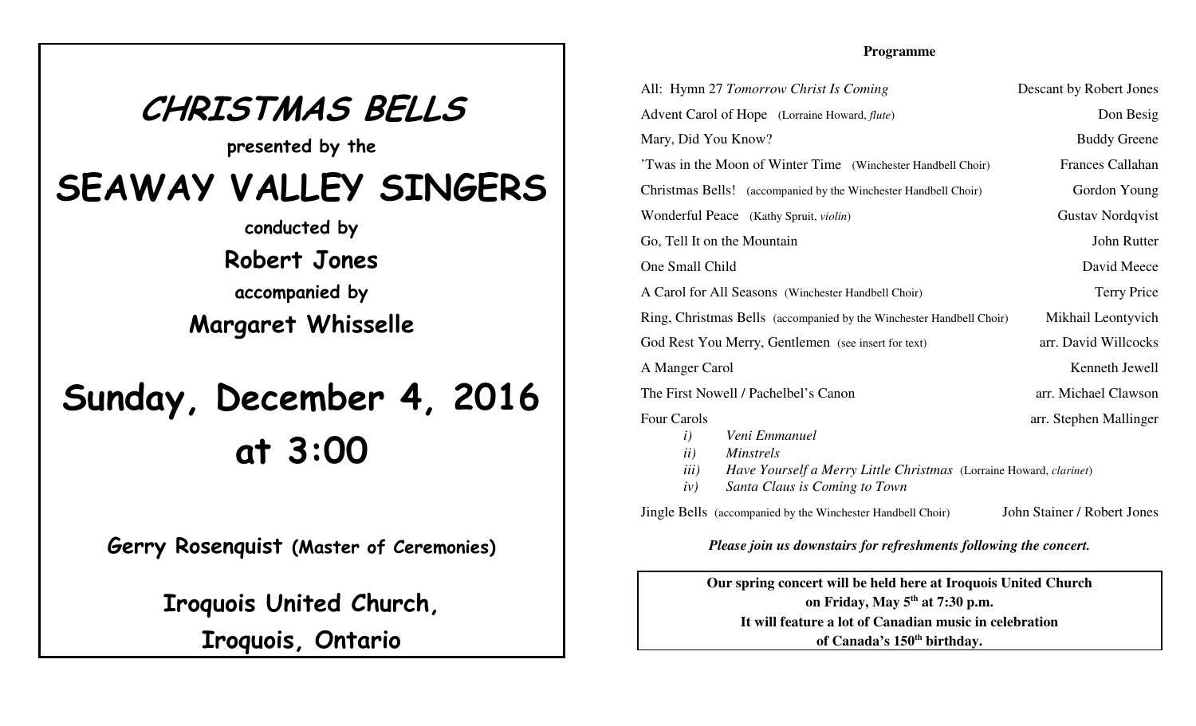# CHRISTMAS BELLS

**presented by the**

# SEAWAY VALLEY SINGERS

**conducted by**

**Robert Jones**

**accompanied by**

**Margaret Whisselle**

# Sunday, December 4, 2016
# at 3:00

**Gerry Rosenquist (Master of Ceremonies)**

**Iroquois United Church,**
**Iroquois, Ontario**

---

**Programme**

| | |
|---|---|
| All: Hymn 27 *Tomorrow Christ Is Coming* | Descant by Robert Jones |
| Advent Carol of Hope (Lorraine Howard, *flute*) | Don Besig |
| Mary, Did You Know? | Buddy Greene |
| 'Twas in the Moon of Winter Time (Winchester Handbell Choir) | Frances Callahan |
| Christmas Bells! (accompanied by the Winchester Handbell Choir) | Gordon Young |
| Wonderful Peace (Kathy Spruit, *violin*) | Gustav Nordqvist |
| Go, Tell It on the Mountain | John Rutter |
| One Small Child | David Meece |
| A Carol for All Seasons (Winchester Handbell Choir) | Terry Price |
| Ring, Christmas Bells (accompanied by the Winchester Handbell Choir) | Mikhail Leontyvich |
| God Rest You Merry, Gentlemen (see insert for text) | arr. David Willcocks |
| A Manger Carol | Kenneth Jewell |
| The First Nowell / Pachelbel's Canon | arr. Michael Clawson |
| Four Carols | arr. Stephen Mallinger |

*i)* *Veni Emmanuel*
*ii)* *Minstrels*
*iii)* *Have Yourself a Merry Little Christmas* (Lorraine Howard, *clarinet*)
*iv)* *Santa Claus is Coming to Town*

| | |
|---|---|
| Jingle Bells (accompanied by the Winchester Handbell Choir) | John Stainer / Robert Jones |

***Please join us downstairs for refreshments following the concert.***

**Our spring concert will be held here at Iroquois United Church on Friday, May 5th at 7:30 p.m. It will feature a lot of Canadian music in celebration of Canada's 150th birthday.**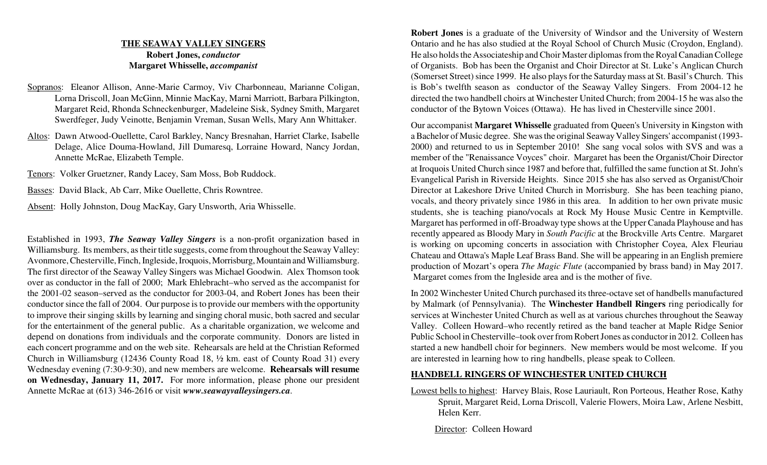**THE SEAWAY VALLEY SINGERS**
**Robert Jones,** ***conductor***
**Margaret Whisselle,** ***accompanist***

Sopranos: Eleanor Allison, Anne-Marie Carmoy, Viv Charbonneau, Marianne Coligan, Lorna Driscoll, Joan McGinn, Minnie MacKay, Marni Marriott, Barbara Pilkington, Margaret Reid, Rhonda Schneckenburger, Madeleine Sisk, Sydney Smith, Margaret Swerdfeger, Judy Veinotte, Benjamin Vreman, Susan Wells, Mary Ann Whittaker.

Altos: Dawn Atwood-Ouellette, Carol Barkley, Nancy Bresnahan, Harriet Clarke, Isabelle Delage, Alice Douma-Howland, Jill Dumaresq, Lorraine Howard, Nancy Jordan, Annette McRae, Elizabeth Temple.

Tenors: Volker Gruetzner, Randy Lacey, Sam Moss, Bob Ruddock.

Basses: David Black, Ab Carr, Mike Ouellette, Chris Rowntree.

Absent: Holly Johnston, Doug MacKay, Gary Unsworth, Aria Whisselle.

Established in 1993, ***The Seaway Valley Singers*** is a non-profit organization based in Williamsburg. Its members, as their title suggests, come from throughout the Seaway Valley: Avonmore, Chesterville, Finch, Ingleside, Iroquois, Morrisburg, Mountain and Williamsburg. The first director of the Seaway Valley Singers was Michael Goodwin. Alex Thomson took over as conductor in the fall of 2000; Mark Ehlebracht–who served as the accompanist for the 2001-02 season–served as the conductor for 2003-04, and Robert Jones has been their conductor since the fall of 2004. Our purpose is to provide our members with the opportunity to improve their singing skills by learning and singing choral music, both sacred and secular for the entertainment of the general public. As a charitable organization, we welcome and depend on donations from individuals and the corporate community. Donors are listed in each concert programme and on the web site. Rehearsals are held at the Christian Reformed Church in Williamsburg (12436 County Road 18, ½ km. east of County Road 31) every Wednesday evening (7:30-9:30), and new members are welcome. **Rehearsals will resume on Wednesday, January 11, 2017.** For more information, please phone our president Annette McRae at (613) 346-2616 or visit ***www.seawayvalleysingers.ca***.

**Robert Jones** is a graduate of the University of Windsor and the University of Western Ontario and he has also studied at the Royal School of Church Music (Croydon, England). He also holds the Associateship and Choir Master diplomas from the Royal Canadian College of Organists. Bob has been the Organist and Choir Director at St. Luke's Anglican Church (Somerset Street) since 1999. He also plays for the Saturday mass at St. Basil's Church. This is Bob's twelfth season as conductor of the Seaway Valley Singers. From 2004-12 he directed the two handbell choirs at Winchester United Church; from 2004-15 he was also the conductor of the Bytown Voices (Ottawa). He has lived in Chesterville since 2001.

Our accompanist **Margaret Whisselle** graduated from Queen's University in Kingston with a Bachelor of Music degree. She was the original Seaway Valley Singers' accompanist (1993-2000) and returned to us in September 2010! She sang vocal solos with SVS and was a member of the "Renaissance Voyces" choir. Margaret has been the Organist/Choir Director at Iroquois United Church since 1987 and before that, fulfilled the same function at St. John's Evangelical Parish in Riverside Heights. Since 2015 she has also served as Organist/Choir Director at Lakeshore Drive United Church in Morrisburg. She has been teaching piano, vocals, and theory privately since 1986 in this area. In addition to her own private music students, she is teaching piano/vocals at Rock My House Music Centre in Kemptville. Margaret has performed in off-Broadway type shows at the Upper Canada Playhouse and has recently appeared as Bloody Mary in *South Pacific* at the Brockville Arts Centre. Margaret is working on upcoming concerts in association with Christopher Coyea, Alex Fleuriau Chateau and Ottawa's Maple Leaf Brass Band. She will be appearing in an English premiere production of Mozart's opera *The Magic Flute* (accompanied by brass band) in May 2017. Margaret comes from the Ingleside area and is the mother of five.

In 2002 Winchester United Church purchased its three-octave set of handbells manufactured by Malmark (of Pennsylvania). The **Winchester Handbell Ringers** ring periodically for services at Winchester United Church as well as at various churches throughout the Seaway Valley. Colleen Howard–who recently retired as the band teacher at Maple Ridge Senior Public School in Chesterville–took over from Robert Jones as conductor in 2012. Colleen has started a new handbell choir for beginners. New members would be most welcome. If you are interested in learning how to ring handbells, please speak to Colleen.

**HANDBELL RINGERS OF WINCHESTER UNITED CHURCH**

Lowest bells to highest: Harvey Blais, Rose Lauriault, Ron Porteous, Heather Rose, Kathy Spruit, Margaret Reid, Lorna Driscoll, Valerie Flowers, Moira Law, Arlene Nesbitt, Helen Kerr.

Director: Colleen Howard